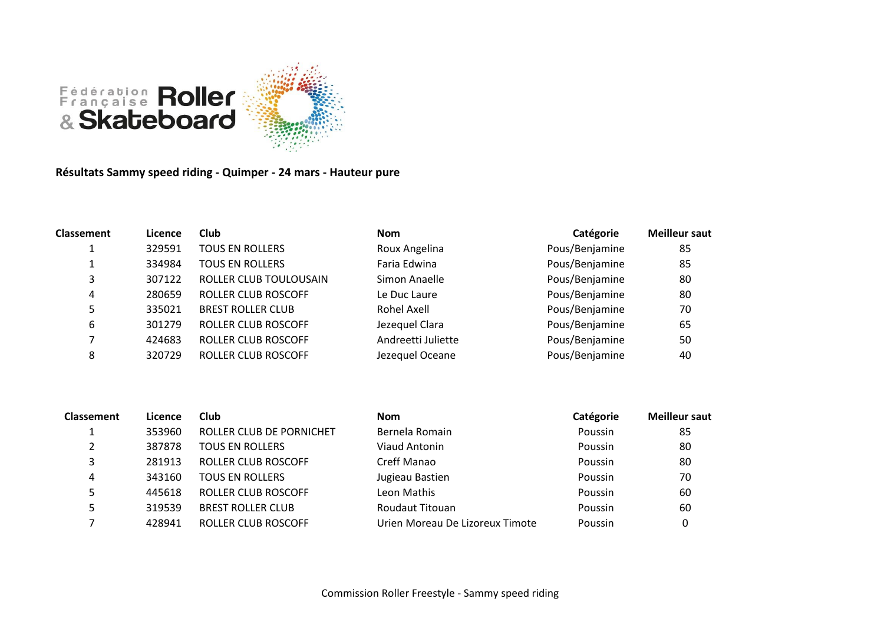**Résultats Sammy speed riding - Quimper - 24 mars - Hauteur pure**

| Classement | Licence | Club | Nom | Catégorie | Meilleur saut |
|---|---|---|---|---|---|
| 1 | 329591 | TOUS EN ROLLERS | Roux Angelina | Pous/Benjamine | 85 |
| 1 | 334984 | TOUS EN ROLLERS | Faria Edwina | Pous/Benjamine | 85 |
| 3 | 307122 | ROLLER CLUB TOULOUSAIN | Simon Anaelle | Pous/Benjamine | 80 |
| 4 | 280659 | ROLLER CLUB ROSCOFF | Le Duc Laure | Pous/Benjamine | 80 |
| 5 | 335021 | BREST ROLLER CLUB | Rohel Axell | Pous/Benjamine | 70 |
| 6 | 301279 | ROLLER CLUB ROSCOFF | Jezequel Clara | Pous/Benjamine | 65 |
| 7 | 424683 | ROLLER CLUB ROSCOFF | Andreetti Juliette | Pous/Benjamine | 50 |
| 8 | 320729 | ROLLER CLUB ROSCOFF | Jezequel Oceane | Pous/Benjamine | 40 |

| Classement | Licence | Club | Nom | Catégorie | Meilleur saut |
|---|---|---|---|---|---|
| 1 | 353960 | ROLLER CLUB DE PORNICHET | Bernela Romain | Poussin | 85 |
| 2 | 387878 | TOUS EN ROLLERS | Viaud Antonin | Poussin | 80 |
| 3 | 281913 | ROLLER CLUB ROSCOFF | Creff Manao | Poussin | 80 |
| 4 | 343160 | TOUS EN ROLLERS | Jugieau Bastien | Poussin | 70 |
| 5 | 445618 | ROLLER CLUB ROSCOFF | Leon Mathis | Poussin | 60 |
| 5 | 319539 | BREST ROLLER CLUB | Roudaut Titouan | Poussin | 60 |
| 7 | 428941 | ROLLER CLUB ROSCOFF | Urien Moreau De Lizoreux Timote | Poussin | 0 |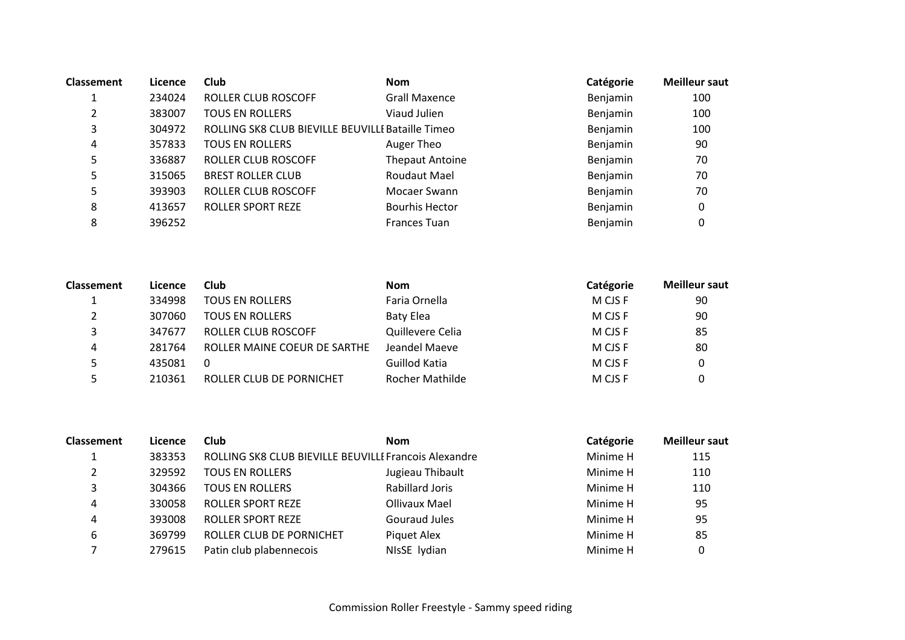| Classement | Licence | Club | Nom | Catégorie | Meilleur saut |
|---|---|---|---|---|---|
| 1 | 234024 | ROLLER CLUB ROSCOFF | Grall Maxence | Benjamin | 100 |
| 2 | 383007 | TOUS EN ROLLERS | Viaud Julien | Benjamin | 100 |
| 3 | 304972 | ROLLING SK8 CLUB BIEVILLE BEUVILLE | Bataille Timeo | Benjamin | 100 |
| 4 | 357833 | TOUS EN ROLLERS | Auger Theo | Benjamin | 90 |
| 5 | 336887 | ROLLER CLUB ROSCOFF | Thepaut Antoine | Benjamin | 70 |
| 5 | 315065 | BREST ROLLER CLUB | Roudaut Mael | Benjamin | 70 |
| 5 | 393903 | ROLLER CLUB ROSCOFF | Mocaer Swann | Benjamin | 70 |
| 8 | 413657 | ROLLER SPORT REZE | Bourhis Hector | Benjamin | 0 |
| 8 | 396252 | | Frances Tuan | Benjamin | 0 |

| Classement | Licence | Club | Nom | Catégorie | Meilleur saut |
|---|---|---|---|---|---|
| 1 | 334998 | TOUS EN ROLLERS | Faria Ornella | M CJS F | 90 |
| 2 | 307060 | TOUS EN ROLLERS | Baty Elea | M CJS F | 90 |
| 3 | 347677 | ROLLER CLUB ROSCOFF | Quillevere Celia | M CJS F | 85 |
| 4 | 281764 | ROLLER MAINE COEUR DE SARTHE | Jeandel Maeve | M CJS F | 80 |
| 5 | 435081 | 0 | Guillod Katia | M CJS F | 0 |
| 5 | 210361 | ROLLER CLUB DE PORNICHET | Rocher Mathilde | M CJS F | 0 |

| Classement | Licence | Club | Nom | Catégorie | Meilleur saut |
|---|---|---|---|---|---|
| 1 | 383353 | ROLLING SK8 CLUB BIEVILLE BEUVILLE | Francois Alexandre | Minime H | 115 |
| 2 | 329592 | TOUS EN ROLLERS | Jugieau Thibault | Minime H | 110 |
| 3 | 304366 | TOUS EN ROLLERS | Rabillard Joris | Minime H | 110 |
| 4 | 330058 | ROLLER SPORT REZE | Ollivaux Mael | Minime H | 95 |
| 4 | 393008 | ROLLER SPORT REZE | Gouraud Jules | Minime H | 95 |
| 6 | 369799 | ROLLER CLUB DE PORNICHET | Piquet Alex | Minime H | 85 |
| 7 | 279615 | Patin club plabennecois | NIsSE lydian | Minime H | 0 |

Commission Roller Freestyle - Sammy speed riding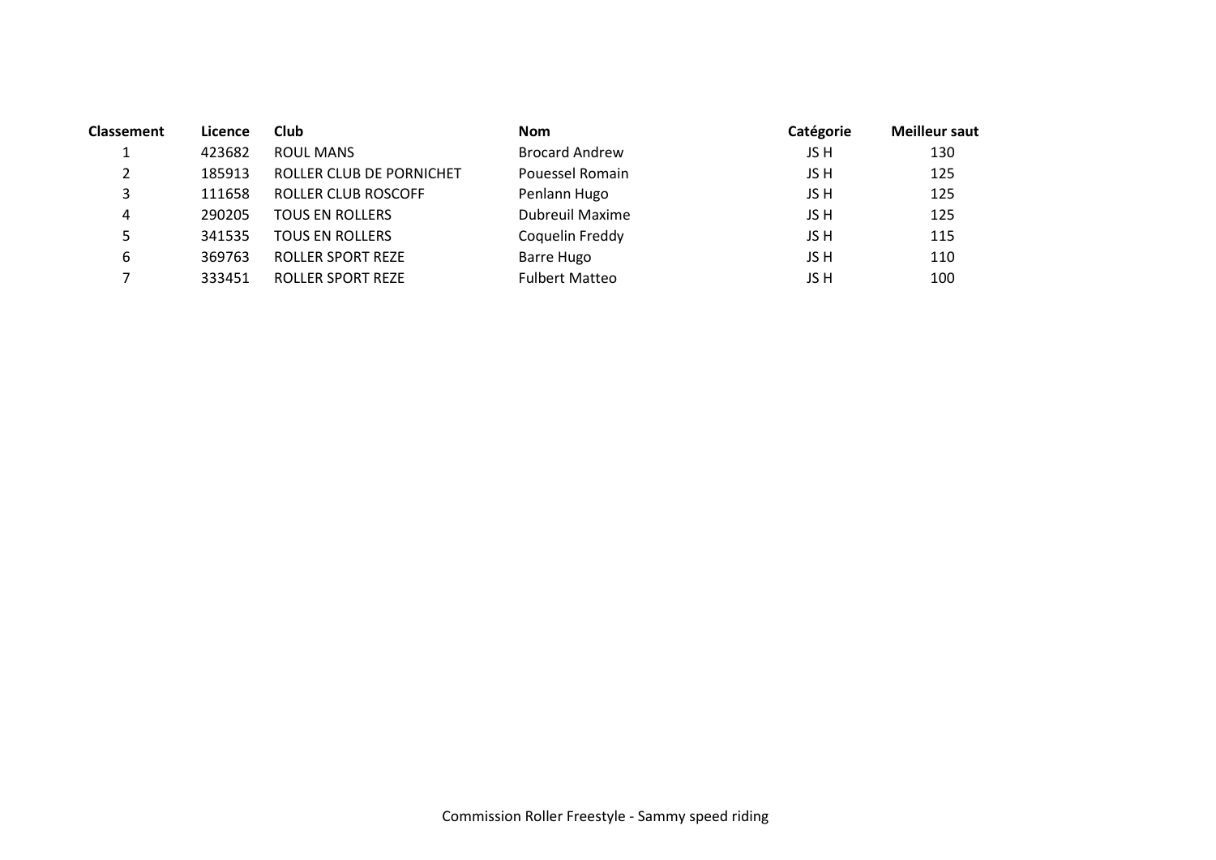| Classement | Licence | Club | Nom | Catégorie | Meilleur saut |
|---|---|---|---|---|---|
| 1 | 423682 | ROUL MANS | Brocard Andrew | JS H | 130 |
| 2 | 185913 | ROLLER CLUB DE PORNICHET | Pouessel Romain | JS H | 125 |
| 3 | 111658 | ROLLER CLUB ROSCOFF | Penlann Hugo | JS H | 125 |
| 4 | 290205 | TOUS EN ROLLERS | Dubreuil Maxime | JS H | 125 |
| 5 | 341535 | TOUS EN ROLLERS | Coquelin Freddy | JS H | 115 |
| 6 | 369763 | ROLLER SPORT REZE | Barre Hugo | JS H | 110 |
| 7 | 333451 | ROLLER SPORT REZE | Fulbert Matteo | JS H | 100 |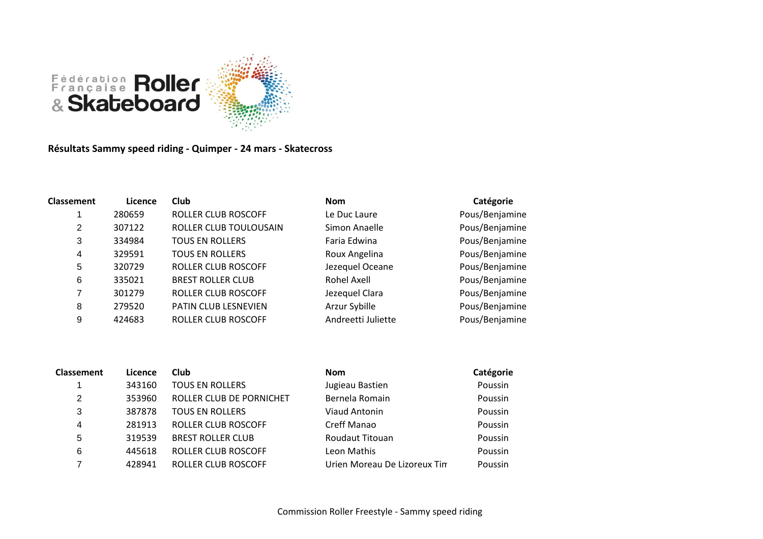Fédération Française Roller & Skateboard

**Résultats Sammy speed riding - Quimper - 24 mars - Skatecross**

| Classement | Licence | Club | Nom | Catégorie |
|---|---|---|---|---|
| 1 | 280659 | ROLLER CLUB ROSCOFF | Le Duc Laure | Pous/Benjamine |
| 2 | 307122 | ROLLER CLUB TOULOUSAIN | Simon Anaelle | Pous/Benjamine |
| 3 | 334984 | TOUS EN ROLLERS | Faria Edwina | Pous/Benjamine |
| 4 | 329591 | TOUS EN ROLLERS | Roux Angelina | Pous/Benjamine |
| 5 | 320729 | ROLLER CLUB ROSCOFF | Jezequel Oceane | Pous/Benjamine |
| 6 | 335021 | BREST ROLLER CLUB | Rohel Axell | Pous/Benjamine |
| 7 | 301279 | ROLLER CLUB ROSCOFF | Jezequel Clara | Pous/Benjamine |
| 8 | 279520 | PATIN CLUB LESNEVIEN | Arzur Sybille | Pous/Benjamine |
| 9 | 424683 | ROLLER CLUB ROSCOFF | Andreetti Juliette | Pous/Benjamine |

| Classement | Licence | Club | Nom | Catégorie |
|---|---|---|---|---|
| 1 | 343160 | TOUS EN ROLLERS | Jugieau Bastien | Poussin |
| 2 | 353960 | ROLLER CLUB DE PORNICHET | Bernela Romain | Poussin |
| 3 | 387878 | TOUS EN ROLLERS | Viaud Antonin | Poussin |
| 4 | 281913 | ROLLER CLUB ROSCOFF | Creff Manao | Poussin |
| 5 | 319539 | BREST ROLLER CLUB | Roudaut Titouan | Poussin |
| 6 | 445618 | ROLLER CLUB ROSCOFF | Leon Mathis | Poussin |
| 7 | 428941 | ROLLER CLUB ROSCOFF | Urien Moreau De Lizoreux Tim | Poussin |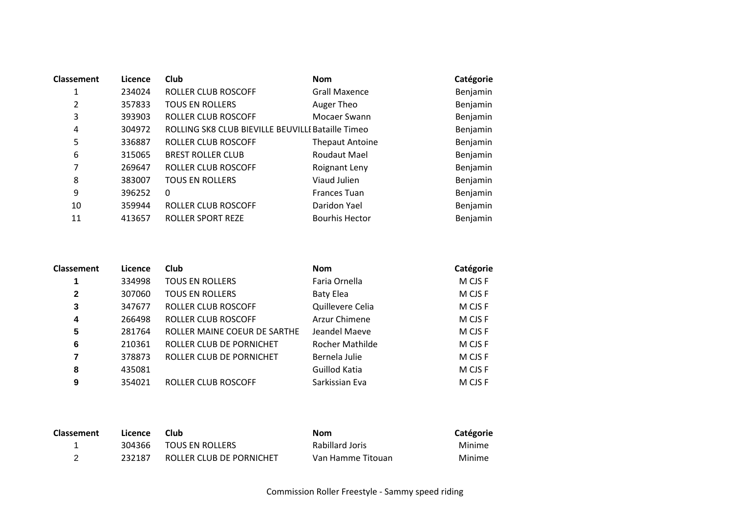| Classement | Licence | Club | Nom | Catégorie |
|---|---|---|---|---|
| 1 | 234024 | ROLLER CLUB ROSCOFF | Grall Maxence | Benjamin |
| 2 | 357833 | TOUS EN ROLLERS | Auger Theo | Benjamin |
| 3 | 393903 | ROLLER CLUB ROSCOFF | Mocaer Swann | Benjamin |
| 4 | 304972 | ROLLING SK8 CLUB BIEVILLE BEUVILLE | Bataille Timeo | Benjamin |
| 5 | 336887 | ROLLER CLUB ROSCOFF | Thepaut Antoine | Benjamin |
| 6 | 315065 | BREST ROLLER CLUB | Roudaut Mael | Benjamin |
| 7 | 269647 | ROLLER CLUB ROSCOFF | Roignant Leny | Benjamin |
| 8 | 383007 | TOUS EN ROLLERS | Viaud Julien | Benjamin |
| 9 | 396252 | 0 | Frances Tuan | Benjamin |
| 10 | 359944 | ROLLER CLUB ROSCOFF | Daridon Yael | Benjamin |
| 11 | 413657 | ROLLER SPORT REZE | Bourhis Hector | Benjamin |

| Classement | Licence | Club | Nom | Catégorie |
|---|---|---|---|---|
| **1** | 334998 | TOUS EN ROLLERS | Faria Ornella | M CJS F |
| **2** | 307060 | TOUS EN ROLLERS | Baty Elea | M CJS F |
| **3** | 347677 | ROLLER CLUB ROSCOFF | Quillevere Celia | M CJS F |
| **4** | 266498 | ROLLER CLUB ROSCOFF | Arzur Chimene | M CJS F |
| **5** | 281764 | ROLLER MAINE COEUR DE SARTHE | Jeandel Maeve | M CJS F |
| **6** | 210361 | ROLLER CLUB DE PORNICHET | Rocher Mathilde | M CJS F |
| **7** | 378873 | ROLLER CLUB DE PORNICHET | Bernela Julie | M CJS F |
| **8** | 435081 | | Guillod Katia | M CJS F |
| **9** | 354021 | ROLLER CLUB ROSCOFF | Sarkissian Eva | M CJS F |

| Classement | Licence | Club | Nom | Catégorie |
|---|---|---|---|---|
| 1 | 304366 | TOUS EN ROLLERS | Rabillard Joris | Minime |
| 2 | 232187 | ROLLER CLUB DE PORNICHET | Van Hamme Titouan | Minime |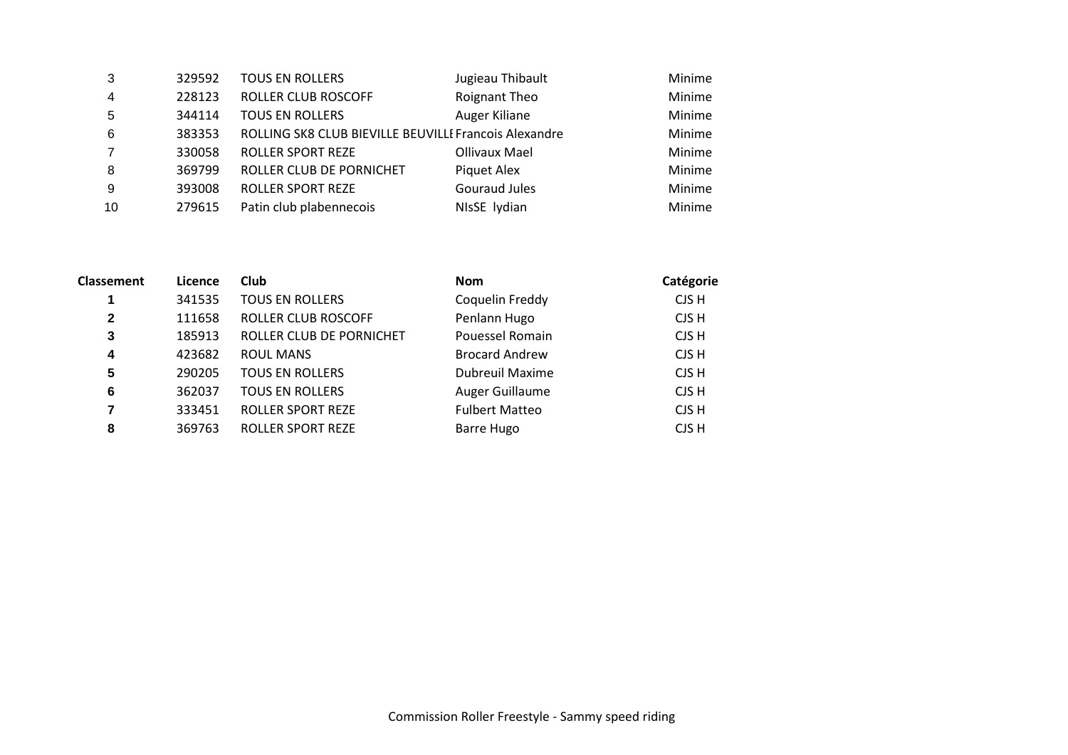| | | | | |
|---|---|---|---|---|
| 3 | 329592 | TOUS EN ROLLERS | Jugieau Thibault | Minime |
| 4 | 228123 | ROLLER CLUB ROSCOFF | Roignant Theo | Minime |
| 5 | 344114 | TOUS EN ROLLERS | Auger Kiliane | Minime |
| 6 | 383353 | ROLLING SK8 CLUB BIEVILLE BEUVILLE | Francois Alexandre | Minime |
| 7 | 330058 | ROLLER SPORT REZE | Ollivaux Mael | Minime |
| 8 | 369799 | ROLLER CLUB DE PORNICHET | Piquet Alex | Minime |
| 9 | 393008 | ROLLER SPORT REZE | Gouraud Jules | Minime |
| 10 | 279615 | Patin club plabennecois | NIsSE lydian | Minime |

| Classement | Licence | Club | Nom | Catégorie |
|---|---|---|---|---|
| **1** | 341535 | TOUS EN ROLLERS | Coquelin Freddy | CJS H |
| **2** | 111658 | ROLLER CLUB ROSCOFF | Penlann Hugo | CJS H |
| **3** | 185913 | ROLLER CLUB DE PORNICHET | Pouessel Romain | CJS H |
| **4** | 423682 | ROUL MANS | Brocard Andrew | CJS H |
| **5** | 290205 | TOUS EN ROLLERS | Dubreuil Maxime | CJS H |
| **6** | 362037 | TOUS EN ROLLERS | Auger Guillaume | CJS H |
| **7** | 333451 | ROLLER SPORT REZE | Fulbert Matteo | CJS H |
| **8** | 369763 | ROLLER SPORT REZE | Barre Hugo | CJS H |